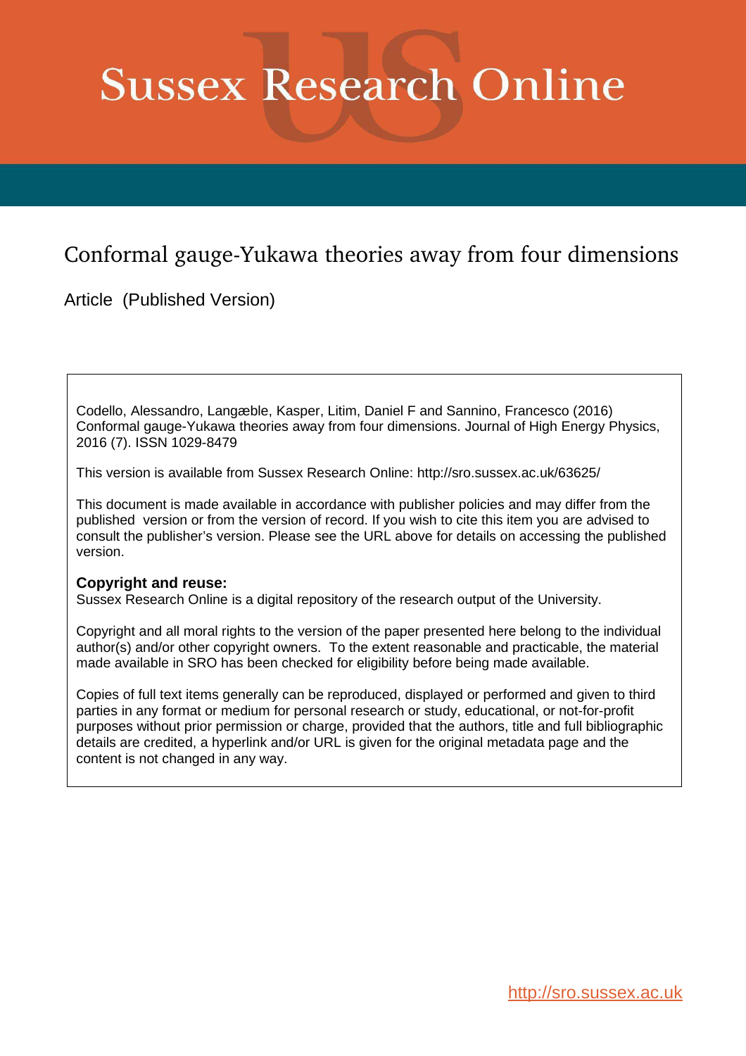# Sussex Research Online

## Conformal gauge-Yukawa theories away from four dimensions

Article (Published Version)

Codello, Alessandro, Langæble, Kasper, Litim, Daniel F and Sannino, Francesco (2016) Conformal gauge-Yukawa theories away from four dimensions. Journal of High Energy Physics, 2016 (7). ISSN 1029-8479

This version is available from Sussex Research Online: http://sro.sussex.ac.uk/63625/

This document is made available in accordance with publisher policies and may differ from the published version or from the version of record. If you wish to cite this item you are advised to consult the publisher's version. Please see the URL above for details on accessing the published version.

**Copyright and reuse:**
Sussex Research Online is a digital repository of the research output of the University.

Copyright and all moral rights to the version of the paper presented here belong to the individual author(s) and/or other copyright owners. To the extent reasonable and practicable, the material made available in SRO has been checked for eligibility before being made available.

Copies of full text items generally can be reproduced, displayed or performed and given to third parties in any format or medium for personal research or study, educational, or not-for-profit purposes without prior permission or charge, provided that the authors, title and full bibliographic details are credited, a hyperlink and/or URL is given for the original metadata page and the content is not changed in any way.

http://sro.sussex.ac.uk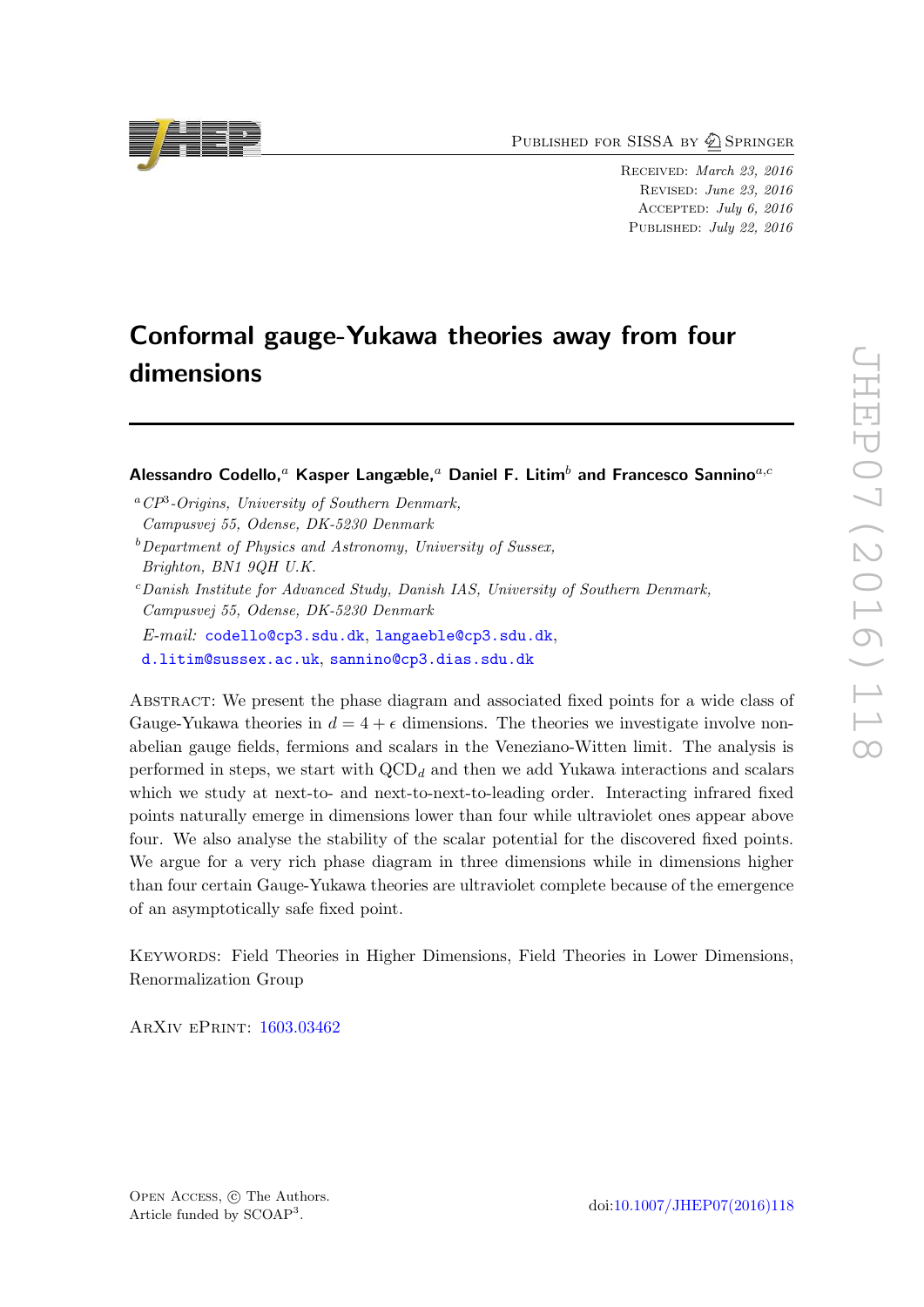# Conformal gauge-Yukawa theories away from four dimensions

**Alessandro Codello,[a] Kasper Langæble,[a] Daniel F. Litim[b] and Francesco Sannino[a,c]**

[a] *CP$^3$-Origins, University of Southern Denmark, Campusvej 55, Odense, DK-5230 Denmark*

[b] *Department of Physics and Astronomy, University of Sussex, Brighton, BN1 9QH U.K.*

[c] *Danish Institute for Advanced Study, Danish IAS, University of Southern Denmark, Campusvej 55, Odense, DK-5230 Denmark*

*E-mail:* codello@cp3.sdu.dk, langaeble@cp3.sdu.dk, d.litim@sussex.ac.uk, sannino@cp3.dias.sdu.dk

Abstract: We present the phase diagram and associated fixed points for a wide class of Gauge-Yukawa theories in $d = 4 + \epsilon$ dimensions. The theories we investigate involve non-abelian gauge fields, fermions and scalars in the Veneziano-Witten limit. The analysis is performed in steps, we start with QCD$_d$ and then we add Yukawa interactions and scalars which we study at next-to- and next-to-next-to-leading order. Interacting infrared fixed points naturally emerge in dimensions lower than four while ultraviolet ones appear above four. We also analyse the stability of the scalar potential for the discovered fixed points. We argue for a very rich phase diagram in three dimensions while in dimensions higher than four certain Gauge-Yukawa theories are ultraviolet complete because of the emergence of an asymptotically safe fixed point.

Keywords: Field Theories in Higher Dimensions, Field Theories in Lower Dimensions, Renormalization Group

ArXiv ePrint: 1603.03462

Open Access, © The Authors. Article funded by SCOAP$^3$.

doi:10.1007/JHEP07(2016)118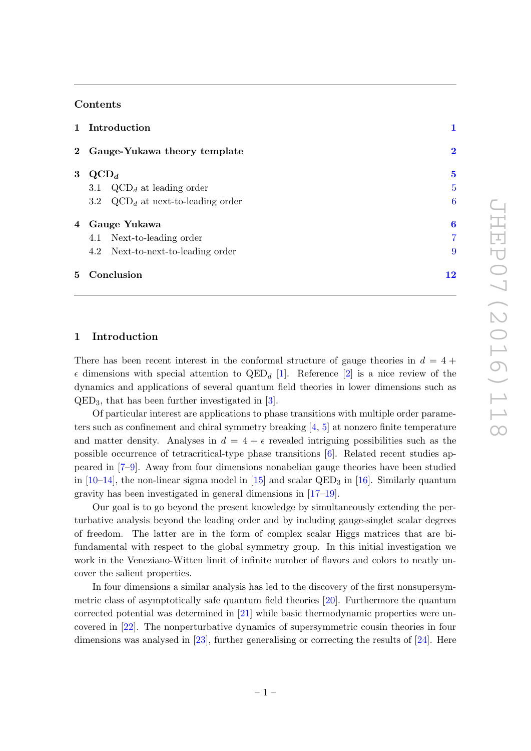## Contents

1 Introduction 1

2 Gauge-Yukawa theory template 2

3 $\text{QCD}_d$ 5
- 3.1 $\text{QCD}_d$ at leading order 5
- 3.2 $\text{QCD}_d$ at next-to-leading order 6

4 Gauge Yukawa 6
- 4.1 Next-to-leading order 7
- 4.2 Next-to-next-to-leading order 9

5 Conclusion 12

## 1 Introduction

There has been recent interest in the conformal structure of gauge theories in $d = 4 + \epsilon$ dimensions with special attention to $\text{QED}_d$ [1]. Reference [2] is a nice review of the dynamics and applications of several quantum field theories in lower dimensions such as $\text{QED}_3$, that has been further investigated in [3].

Of particular interest are applications to phase transitions with multiple order parameters such as confinement and chiral symmetry breaking [4, 5] at nonzero finite temperature and matter density. Analyses in $d = 4 + \epsilon$ revealed intriguing possibilities such as the possible occurrence of tetracritical-type phase transitions [6]. Related recent studies appeared in [7–9]. Away from four dimensions nonabelian gauge theories have been studied in [10–14], the non-linear sigma model in [15] and scalar $\text{QED}_3$ in [16]. Similarly quantum gravity has been investigated in general dimensions in [17–19].

Our goal is to go beyond the present knowledge by simultaneously extending the perturbative analysis beyond the leading order and by including gauge-singlet scalar degrees of freedom. The latter are in the form of complex scalar Higgs matrices that are bi-fundamental with respect to the global symmetry group. In this initial investigation we work in the Veneziano-Witten limit of infinite number of flavors and colors to neatly uncover the salient properties.

In four dimensions a similar analysis has led to the discovery of the first nonsupersymmetric class of asymptotically safe quantum field theories [20]. Furthermore the quantum corrected potential was determined in [21] while basic thermodynamic properties were uncovered in [22]. The nonperturbative dynamics of supersymmetric cousin theories in four dimensions was analysed in [23], further generalising or correcting the results of [24]. Here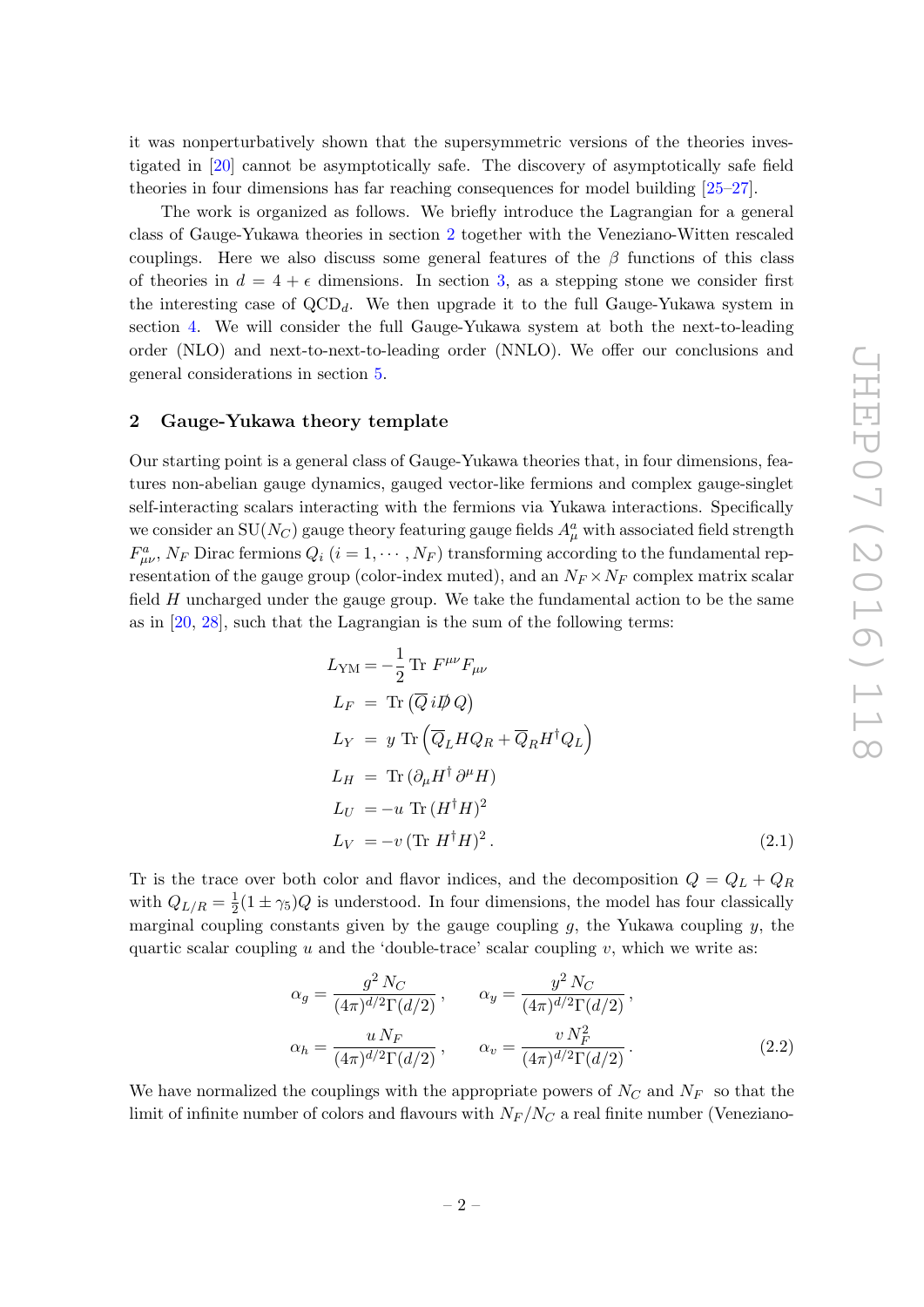it was nonperturbatively shown that the supersymmetric versions of the theories investigated in [20] cannot be asymptotically safe. The discovery of asymptotically safe field theories in four dimensions has far reaching consequences for model building [25–27].

The work is organized as follows. We briefly introduce the Lagrangian for a general class of Gauge-Yukawa theories in section 2 together with the Veneziano-Witten rescaled couplings. Here we also discuss some general features of the $\beta$ functions of this class of theories in $d = 4 + \epsilon$ dimensions. In section 3, as a stepping stone we consider first the interesting case of QCD$_d$. We then upgrade it to the full Gauge-Yukawa system in section 4. We will consider the full Gauge-Yukawa system at both the next-to-leading order (NLO) and next-to-next-to-leading order (NNLO). We offer our conclusions and general considerations in section 5.

## 2 Gauge-Yukawa theory template

Our starting point is a general class of Gauge-Yukawa theories that, in four dimensions, features non-abelian gauge dynamics, gauged vector-like fermions and complex gauge-singlet self-interacting scalars interacting with the fermions via Yukawa interactions. Specifically we consider an SU($N_C$) gauge theory featuring gauge fields $A^a_\mu$ with associated field strength $F^a_{\mu\nu}$, $N_F$ Dirac fermions $Q_i$ ($i = 1, \cdots, N_F$) transforming according to the fundamental representation of the gauge group (color-index muted), and an $N_F \times N_F$ complex matrix scalar field $H$ uncharged under the gauge group. We take the fundamental action to be the same as in [20, 28], such that the Lagrangian is the sum of the following terms:

$$
\begin{aligned}
L_{\rm YM} &= -\frac{1}{2}\,{\rm Tr}\; F^{\mu\nu}F_{\mu\nu} \\
L_F &= {\rm Tr}\left(\overline{Q}\, i\not{D}\, Q\right) \\
L_Y &= y\;{\rm Tr}\left(\overline{Q}_L H Q_R + \overline{Q}_R H^\dagger Q_L\right) \\
L_H &= {\rm Tr}\left(\partial_\mu H^\dagger\, \partial^\mu H\right) \\
L_U &= -u\;{\rm Tr}\,(H^\dagger H)^2 \\
L_V &= -v\,({\rm Tr}\; H^\dagger H)^2\,.
\end{aligned}
\tag{2.1}
$$

Tr is the trace over both color and flavor indices, and the decomposition $Q = Q_L + Q_R$ with $Q_{L/R} = \frac{1}{2}(1 \pm \gamma_5)Q$ is understood. In four dimensions, the model has four classically marginal coupling constants given by the gauge coupling $g$, the Yukawa coupling $y$, the quartic scalar coupling $u$ and the 'double-trace' scalar coupling $v$, which we write as:

$$
\alpha_g = \frac{g^2\, N_C}{(4\pi)^{d/2}\Gamma(d/2)}\,, \qquad \alpha_y = \frac{y^2\, N_C}{(4\pi)^{d/2}\Gamma(d/2)}\,,
$$
$$
\alpha_h = \frac{u\, N_F}{(4\pi)^{d/2}\Gamma(d/2)}\,, \qquad \alpha_v = \frac{v\, N_F^2}{(4\pi)^{d/2}\Gamma(d/2)}\,.
\tag{2.2}
$$

We have normalized the couplings with the appropriate powers of $N_C$ and $N_F$ so that the limit of infinite number of colors and flavours with $N_F/N_C$ a real finite number (Veneziano-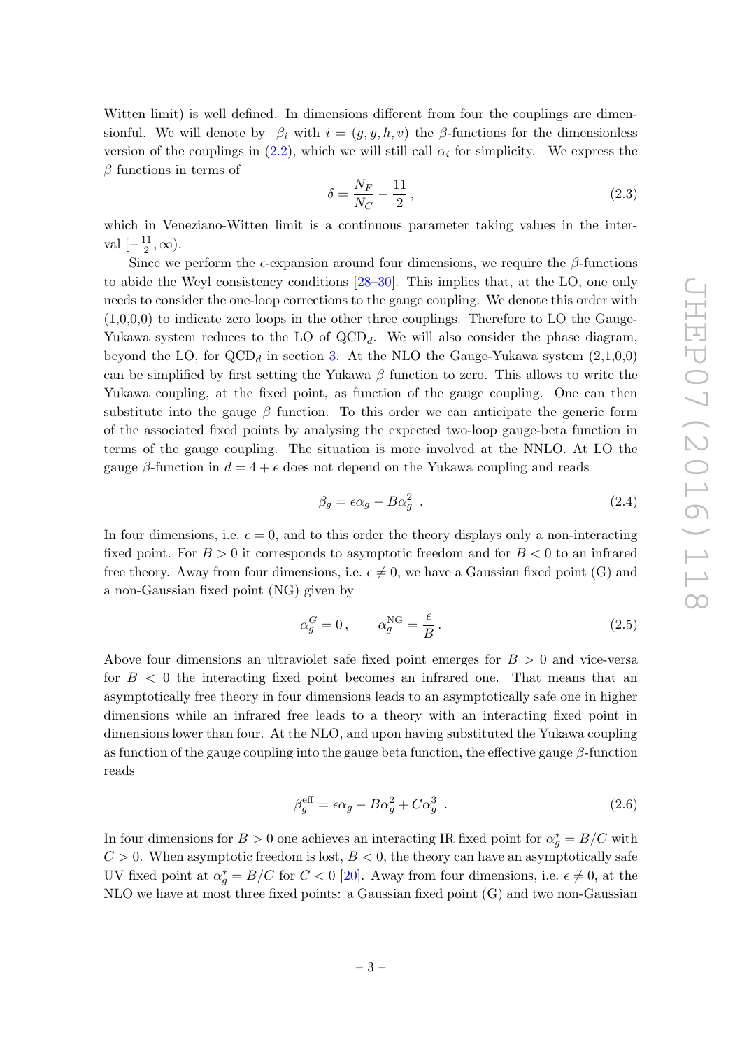Witten limit) is well defined. In dimensions different from four the couplings are dimensionful. We will denote by $\beta_i$ with $i = (g, y, h, v)$ the $\beta$-functions for the dimensionless version of the couplings in (2.2), which we will still call $\alpha_i$ for simplicity. We express the $\beta$ functions in terms of

$$\delta = \frac{N_F}{N_C} - \frac{11}{2}\,, \tag{2.3}$$

which in Veneziano-Witten limit is a continuous parameter taking values in the interval $[-\frac{11}{2}, \infty)$.

Since we perform the $\epsilon$-expansion around four dimensions, we require the $\beta$-functions to abide the Weyl consistency conditions [28–30]. This implies that, at the LO, one only needs to consider the one-loop corrections to the gauge coupling. We denote this order with (1,0,0,0) to indicate zero loops in the other three couplings. Therefore to LO the Gauge-Yukawa system reduces to the LO of QCD$_d$. We will also consider the phase diagram, beyond the LO, for QCD$_d$ in section 3. At the NLO the Gauge-Yukawa system (2,1,0,0) can be simplified by first setting the Yukawa $\beta$ function to zero. This allows to write the Yukawa coupling, at the fixed point, as function of the gauge coupling. One can then substitute into the gauge $\beta$ function. To this order we can anticipate the generic form of the associated fixed points by analysing the expected two-loop gauge-beta function in terms of the gauge coupling. The situation is more involved at the NNLO. At LO the gauge $\beta$-function in $d = 4 + \epsilon$ does not depend on the Yukawa coupling and reads

$$\beta_g = \epsilon \alpha_g - B\alpha_g^2 \ . \tag{2.4}$$

In four dimensions, i.e. $\epsilon = 0$, and to this order the theory displays only a non-interacting fixed point. For $B > 0$ it corresponds to asymptotic freedom and for $B < 0$ to an infrared free theory. Away from four dimensions, i.e. $\epsilon \neq 0$, we have a Gaussian fixed point (G) and a non-Gaussian fixed point (NG) given by

$$\alpha_g^G = 0\,, \qquad \alpha_g^{\rm NG} = \frac{\epsilon}{B}\,. \tag{2.5}$$

Above four dimensions an ultraviolet safe fixed point emerges for $B > 0$ and vice-versa for $B < 0$ the interacting fixed point becomes an infrared one. That means that an asymptotically free theory in four dimensions leads to an asymptotically safe one in higher dimensions while an infrared free leads to a theory with an interacting fixed point in dimensions lower than four. At the NLO, and upon having substituted the Yukawa coupling as function of the gauge coupling into the gauge beta function, the effective gauge $\beta$-function reads

$$\beta_g^{\rm eff} = \epsilon \alpha_g - B\alpha_g^2 + C\alpha_g^3 \ . \tag{2.6}$$

In four dimensions for $B > 0$ one achieves an interacting IR fixed point for $\alpha_g^* = B/C$ with $C > 0$. When asymptotic freedom is lost, $B < 0$, the theory can have an asymptotically safe UV fixed point at $\alpha_g^* = B/C$ for $C < 0$ [20]. Away from four dimensions, i.e. $\epsilon \neq 0$, at the NLO we have at most three fixed points: a Gaussian fixed point (G) and two non-Gaussian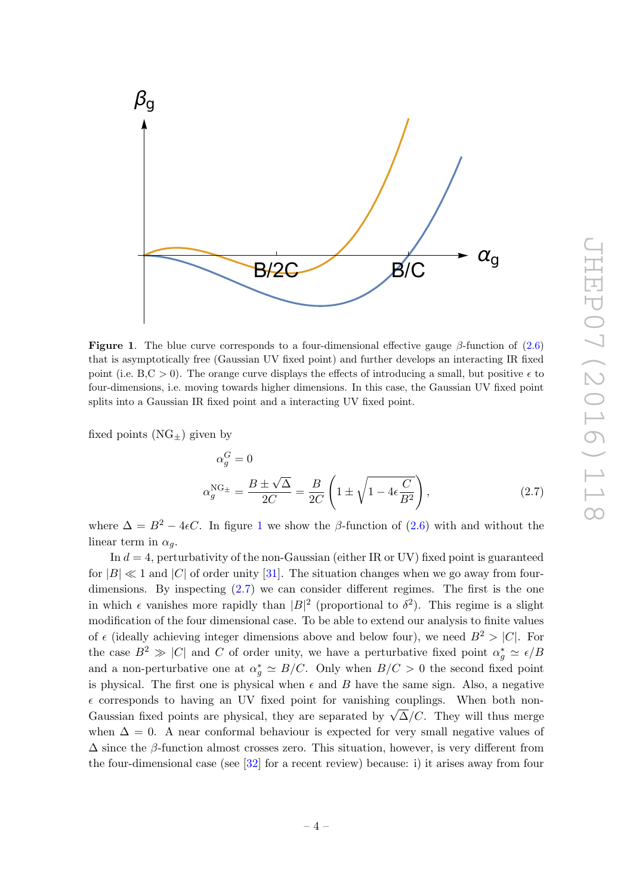**Figure 1**. The blue curve corresponds to a four-dimensional effective gauge $\beta$-function of (2.6) that is asymptotically free (Gaussian UV fixed point) and further develops an interacting IR fixed point (i.e. B,C > 0). The orange curve displays the effects of introducing a small, but positive $\epsilon$ to four-dimensions, i.e. moving towards higher dimensions. In this case, the Gaussian UV fixed point splits into a Gaussian IR fixed point and a interacting UV fixed point.

fixed points (NG$_\pm$) given by

$$
\alpha_g^G = 0
$$

$$
\alpha_g^{\mathrm{NG}\pm} = \frac{B \pm \sqrt{\Delta}}{2C} = \frac{B}{2C}\left(1 \pm \sqrt{1 - 4\epsilon\frac{C}{B^2}}\right), \tag{2.7}
$$

where $\Delta = B^2 - 4\epsilon C$. In figure 1 we show the $\beta$-function of (2.6) with and without the linear term in $\alpha_g$.

In $d = 4$, perturbativity of the non-Gaussian (either IR or UV) fixed point is guaranteed for $|B| \ll 1$ and $|C|$ of order unity [31]. The situation changes when we go away from four-dimensions. By inspecting (2.7) we can consider different regimes. The first is the one in which $\epsilon$ vanishes more rapidly than $|B|^2$ (proportional to $\delta^2$). This regime is a slight modification of the four dimensional case. To be able to extend our analysis to finite values of $\epsilon$ (ideally achieving integer dimensions above and below four), we need $B^2 > |C|$. For the case $B^2 \gg |C|$ and $C$ of order unity, we have a perturbative fixed point $\alpha_g^* \simeq \epsilon/B$ and a non-perturbative one at $\alpha_g^* \simeq B/C$. Only when $B/C > 0$ the second fixed point is physical. The first one is physical when $\epsilon$ and $B$ have the same sign. Also, a negative $\epsilon$ corresponds to having an UV fixed point for vanishing couplings. When both non-Gaussian fixed points are physical, they are separated by $\sqrt{\Delta}/C$. They will thus merge when $\Delta = 0$. A near conformal behaviour is expected for very small negative values of $\Delta$ since the $\beta$-function almost crosses zero. This situation, however, is very different from the four-dimensional case (see [32] for a recent review) because: i) it arises away from four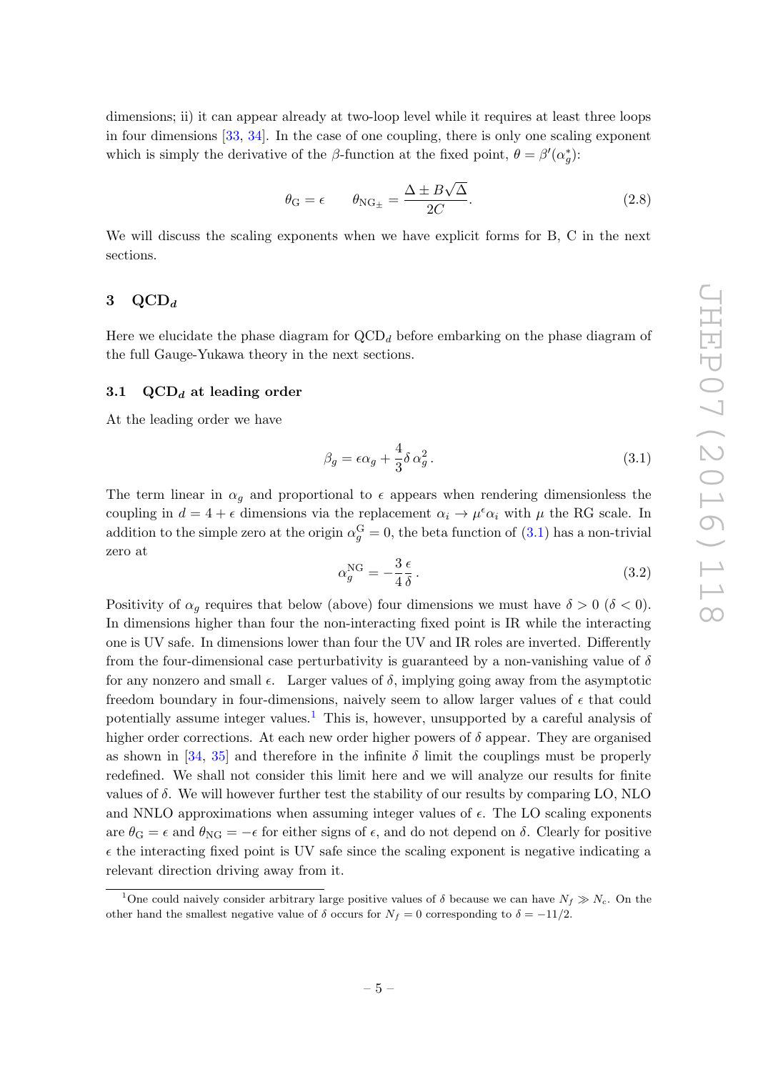dimensions; ii) it can appear already at two-loop level while it requires at least three loops in four dimensions [33, 34]. In the case of one coupling, there is only one scaling exponent which is simply the derivative of the $\beta$-function at the fixed point, $\theta = \beta'(\alpha_g^*)$:

$$\theta_{\rm G} = \epsilon \qquad \theta_{{\rm NG}_\pm} = \frac{\Delta \pm B\sqrt{\Delta}}{2C}. \tag{2.8}$$

We will discuss the scaling exponents when we have explicit forms for B, C in the next sections.

## 3 QCD$_d$

Here we elucidate the phase diagram for QCD$_d$ before embarking on the phase diagram of the full Gauge-Yukawa theory in the next sections.

### 3.1 QCD$_d$ at leading order

At the leading order we have

$$\beta_g = \epsilon \alpha_g + \frac{4}{3}\delta\, \alpha_g^2\,. \tag{3.1}$$

The term linear in $\alpha_g$ and proportional to $\epsilon$ appears when rendering dimensionless the coupling in $d = 4 + \epsilon$ dimensions via the replacement $\alpha_i \to \mu^\epsilon \alpha_i$ with $\mu$ the RG scale. In addition to the simple zero at the origin $\alpha_g^{\rm G} = 0$, the beta function of (3.1) has a non-trivial zero at

$$\alpha_g^{\rm NG} = -\frac{3}{4}\frac{\epsilon}{\delta}\,. \tag{3.2}$$

Positivity of $\alpha_g$ requires that below (above) four dimensions we must have $\delta > 0$ ($\delta < 0$). In dimensions higher than four the non-interacting fixed point is IR while the interacting one is UV safe. In dimensions lower than four the UV and IR roles are inverted. Differently from the four-dimensional case perturbativity is guaranteed by a non-vanishing value of $\delta$ for any nonzero and small $\epsilon$. Larger values of $\delta$, implying going away from the asymptotic freedom boundary in four-dimensions, naively seem to allow larger values of $\epsilon$ that could potentially assume integer values.[1] This is, however, unsupported by a careful analysis of higher order corrections. At each new order higher powers of $\delta$ appear. They are organised as shown in [34, 35] and therefore in the infinite $\delta$ limit the couplings must be properly redefined. We shall not consider this limit here and we will analyze our results for finite values of $\delta$. We will however further test the stability of our results by comparing LO, NLO and NNLO approximations when assuming integer values of $\epsilon$. The LO scaling exponents are $\theta_{\rm G} = \epsilon$ and $\theta_{\rm NG} = -\epsilon$ for either signs of $\epsilon$, and do not depend on $\delta$. Clearly for positive $\epsilon$ the interacting fixed point is UV safe since the scaling exponent is negative indicating a relevant direction driving away from it.

[1] One could naively consider arbitrary large positive values of $\delta$ because we can have $N_f \gg N_c$. On the other hand the smallest negative value of $\delta$ occurs for $N_f = 0$ corresponding to $\delta = -11/2$.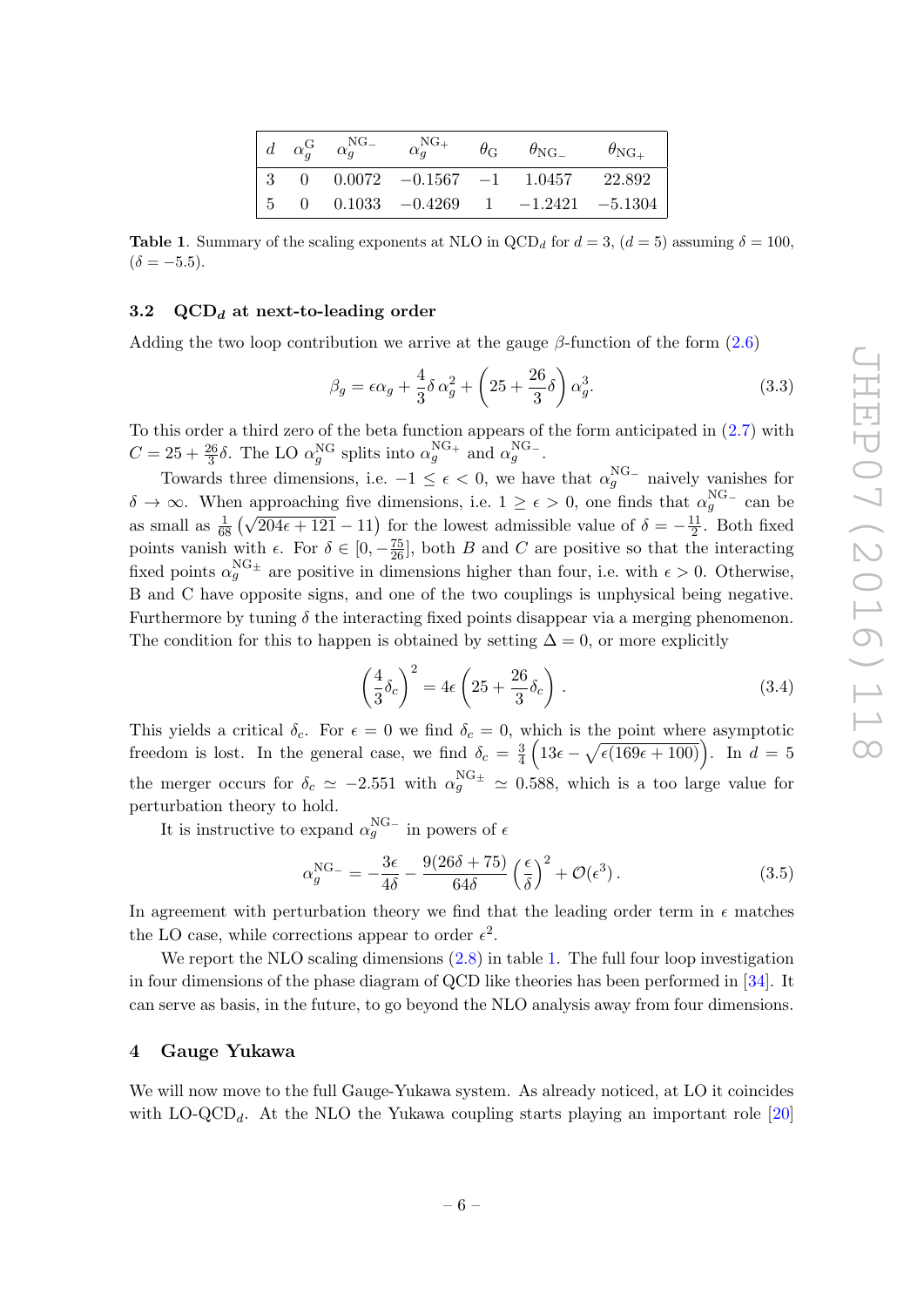| $d$ | $\alpha_g^{\mathrm{G}}$ | $\alpha_g^{\mathrm{NG}_-}$ | $\alpha_g^{\mathrm{NG}_+}$ | $\theta_{\mathrm{G}}$ | $\theta_{\mathrm{NG}_-}$ | $\theta_{\mathrm{NG}_+}$ |
|---|---|---|---|---|---|---|
| 3 | 0 | 0.0072 | $-0.1567$ | $-1$ | 1.0457 | 22.892 |
| 5 | 0 | 0.1033 | $-0.4269$ | 1 | $-1.2421$ | $-5.1304$ |

**Table 1**. Summary of the scaling exponents at NLO in QCD$_d$ for $d = 3$, ($d = 5$) assuming $\delta = 100$, ($\delta = -5.5$).

### 3.2 QCD$_d$ at next-to-leading order

Adding the two loop contribution we arrive at the gauge $\beta$-function of the form (2.6)

$$\beta_g = \epsilon \alpha_g + \frac{4}{3}\delta\, \alpha_g^2 + \left(25 + \frac{26}{3}\delta\right)\alpha_g^3. \tag{3.3}$$

To this order a third zero of the beta function appears of the form anticipated in (2.7) with $C = 25 + \frac{26}{3}\delta$. The LO $\alpha_g^{\mathrm{NG}}$ splits into $\alpha_g^{\mathrm{NG}_+}$ and $\alpha_g^{\mathrm{NG}_-}$.

Towards three dimensions, i.e. $-1 \leq \epsilon < 0$, we have that $\alpha_g^{\mathrm{NG}_-}$ naively vanishes for $\delta \to \infty$. When approaching five dimensions, i.e. $1 \geq \epsilon > 0$, one finds that $\alpha_g^{\mathrm{NG}_-}$ can be as small as $\frac{1}{68}\left(\sqrt{204\epsilon + 121} - 11\right)$ for the lowest admissible value of $\delta = -\frac{11}{2}$. Both fixed points vanish with $\epsilon$. For $\delta \in [0, -\frac{75}{26}]$, both $B$ and $C$ are positive so that the interacting fixed points $\alpha_g^{\mathrm{NG}_\pm}$ are positive in dimensions higher than four, i.e. with $\epsilon > 0$. Otherwise, B and C have opposite signs, and one of the two couplings is unphysical being negative. Furthermore by tuning $\delta$ the interacting fixed points disappear via a merging phenomenon. The condition for this to happen is obtained by setting $\Delta = 0$, or more explicitly

$$\left(\frac{4}{3}\delta_c\right)^2 = 4\epsilon\left(25 + \frac{26}{3}\delta_c\right). \tag{3.4}$$

This yields a critical $\delta_c$. For $\epsilon = 0$ we find $\delta_c = 0$, which is the point where asymptotic freedom is lost. In the general case, we find $\delta_c = \frac{3}{4}\left(13\epsilon - \sqrt{\epsilon(169\epsilon + 100)}\right)$. In $d = 5$ the merger occurs for $\delta_c \simeq -2.551$ with $\alpha_g^{\mathrm{NG}_\pm} \simeq 0.588$, which is a too large value for perturbation theory to hold.

It is instructive to expand $\alpha_g^{\mathrm{NG}_-}$ in powers of $\epsilon$

$$\alpha_g^{\mathrm{NG}_-} = -\frac{3\epsilon}{4\delta} - \frac{9(26\delta + 75)}{64\delta}\left(\frac{\epsilon}{\delta}\right)^2 + \mathcal{O}(\epsilon^3). \tag{3.5}$$

In agreement with perturbation theory we find that the leading order term in $\epsilon$ matches the LO case, while corrections appear to order $\epsilon^2$.

We report the NLO scaling dimensions (2.8) in table 1. The full four loop investigation in four dimensions of the phase diagram of QCD like theories has been performed in [34]. It can serve as basis, in the future, to go beyond the NLO analysis away from four dimensions.

## 4 Gauge Yukawa

We will now move to the full Gauge-Yukawa system. As already noticed, at LO it coincides with LO-QCD$_d$. At the NLO the Yukawa coupling starts playing an important role [20]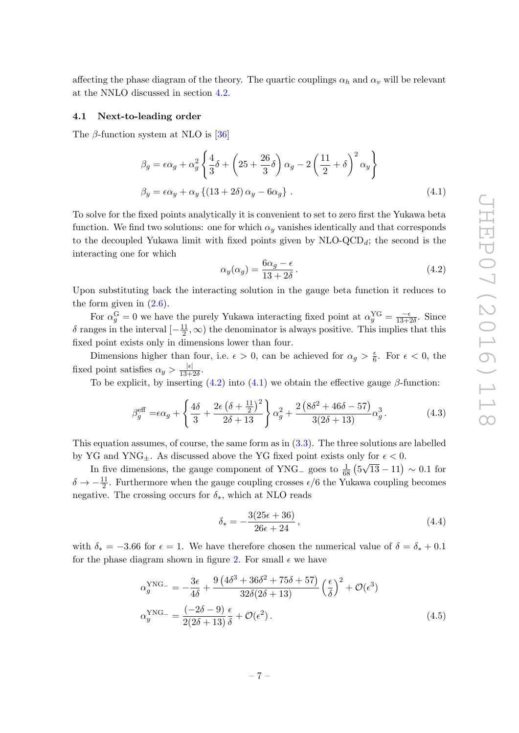affecting the phase diagram of the theory. The quartic couplings $\alpha_h$ and $\alpha_v$ will be relevant at the NNLO discussed in section 4.2.

### 4.1 Next-to-leading order

The $\beta$-function system at NLO is [36]

$$
\begin{aligned}
\beta_g &= \epsilon\alpha_g + \alpha_g^2 \left\{ \frac{4}{3}\delta + \left(25 + \frac{26}{3}\delta\right)\alpha_g - 2\left(\frac{11}{2}+\delta\right)^2 \alpha_y \right\} \\
\beta_y &= \epsilon\alpha_y + \alpha_y \left\{ (13+2\delta)\,\alpha_y - 6\alpha_g \right\} .
\end{aligned}
\tag{4.1}
$$

To solve for the fixed points analytically it is convenient to set to zero first the Yukawa beta function. We find two solutions: one for which $\alpha_y$ vanishes identically and that corresponds to the decoupled Yukawa limit with fixed points given by NLO-QCD$_d$; the second is the interacting one for which

$$
\alpha_y(\alpha_g) = \frac{6\alpha_g - \epsilon}{13+2\delta} . \tag{4.2}
$$

Upon substituting back the interacting solution in the gauge beta function it reduces to the form given in (2.6).

For $\alpha_g^{\mathrm{G}} = 0$ we have the purely Yukawa interacting fixed point at $\alpha_y^{\mathrm{YG}} = \frac{-\epsilon}{13+2\delta}$. Since $\delta$ ranges in the interval $[-\frac{11}{2}, \infty)$ the denominator is always positive. This implies that this fixed point exists only in dimensions lower than four.

Dimensions higher than four, i.e. $\epsilon > 0$, can be achieved for $\alpha_g > \frac{\epsilon}{6}$. For $\epsilon < 0$, the fixed point satisfies $\alpha_y > \frac{|\epsilon|}{13+2\delta}$.

To be explicit, by inserting (4.2) into (4.1) we obtain the effective gauge $\beta$-function:

$$
\beta_g^{\mathrm{eff}} = \epsilon\alpha_g + \left\{ \frac{4\delta}{3} + \frac{2\epsilon\left(\delta+\frac{11}{2}\right)^2}{2\delta+13} \right\}\alpha_g^2 + \frac{2\left(8\delta^2+46\delta-57\right)}{3(2\delta+13)}\alpha_g^3 . \tag{4.3}
$$

This equation assumes, of course, the same form as in (3.3). The three solutions are labelled by YG and YNG$_\pm$. As discussed above the YG fixed point exists only for $\epsilon < 0$.

In five dimensions, the gauge component of YNG$_-$ goes to $\frac{1}{68}\left(5\sqrt{13}-11\right) \sim 0.1$ for $\delta \to -\frac{11}{2}$. Furthermore when the gauge coupling crosses $\epsilon/6$ the Yukawa coupling becomes negative. The crossing occurs for $\delta_*$, which at NLO reads

$$
\delta_* = -\frac{3(25\epsilon+36)}{26\epsilon+24} , \tag{4.4}
$$

with $\delta_* = -3.66$ for $\epsilon = 1$. We have therefore chosen the numerical value of $\delta = \delta_* + 0.1$ for the phase diagram shown in figure 2. For small $\epsilon$ we have

$$
\begin{aligned}
\alpha_g^{\mathrm{YNG}_-} &= -\frac{3\epsilon}{4\delta} + \frac{9\left(4\delta^3+36\delta^2+75\delta+57\right)}{32\delta(2\delta+13)}\left(\frac{\epsilon}{\delta}\right)^2 + \mathcal{O}(\epsilon^3) \\
\alpha_y^{\mathrm{YNG}_-} &= \frac{(-2\delta-9)}{2(2\delta+13)}\frac{\epsilon}{\delta} + \mathcal{O}(\epsilon^2) .
\end{aligned}
\tag{4.5}
$$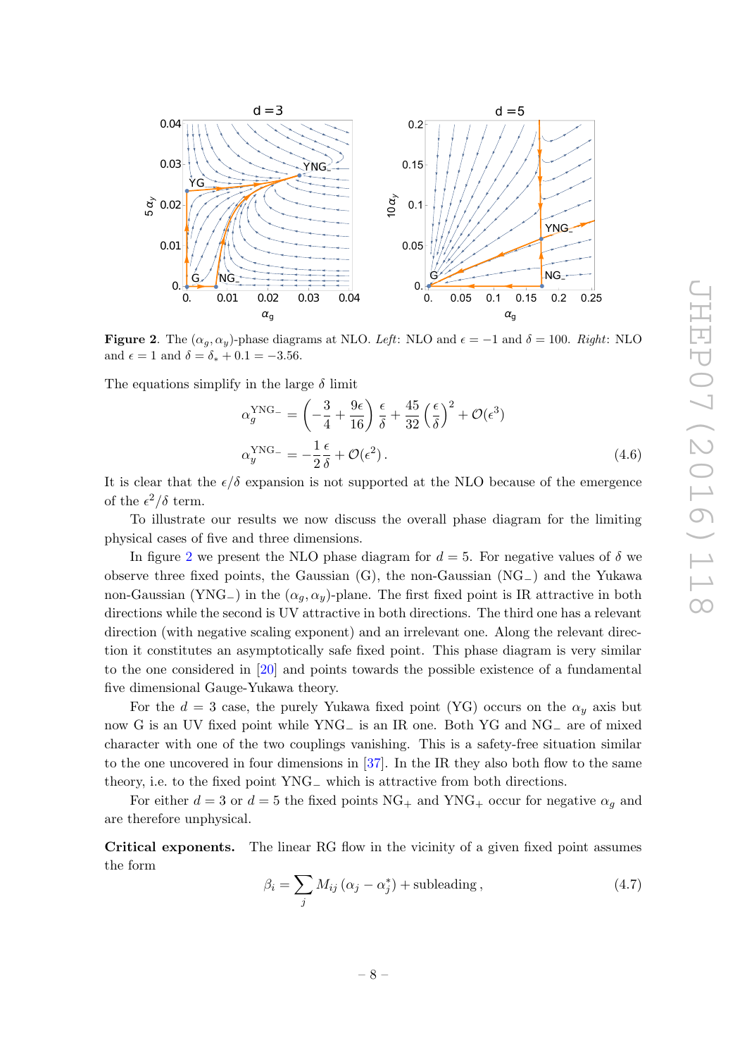**Figure 2**. The $(\alpha_g, \alpha_y)$-phase diagrams at NLO. *Left*: NLO and $\epsilon = -1$ and $\delta = 100$. *Right*: NLO and $\epsilon = 1$ and $\delta = \delta_* + 0.1 = -3.56$.

The equations simplify in the large $\delta$ limit

$$\alpha_g^{\text{YNG}-} = \left(-\frac{3}{4} + \frac{9\epsilon}{16}\right)\frac{\epsilon}{\delta} + \frac{45}{32}\left(\frac{\epsilon}{\delta}\right)^2 + \mathcal{O}(\epsilon^3)$$

$$\alpha_y^{\text{YNG}-} = -\frac{1}{2}\frac{\epsilon}{\delta} + \mathcal{O}(\epsilon^2)\,. \tag{4.6}$$

It is clear that the $\epsilon/\delta$ expansion is not supported at the NLO because of the emergence of the $\epsilon^2/\delta$ term.

To illustrate our results we now discuss the overall phase diagram for the limiting physical cases of five and three dimensions.

In figure 2 we present the NLO phase diagram for $d = 5$. For negative values of $\delta$ we observe three fixed points, the Gaussian (G), the non-Gaussian (NG$_-$) and the Yukawa non-Gaussian (YNG$_-$) in the $(\alpha_g, \alpha_y)$-plane. The first fixed point is IR attractive in both directions while the second is UV attractive in both directions. The third one has a relevant direction (with negative scaling exponent) and an irrelevant one. Along the relevant direction it constitutes an asymptotically safe fixed point. This phase diagram is very similar to the one considered in [20] and points towards the possible existence of a fundamental five dimensional Gauge-Yukawa theory.

For the $d = 3$ case, the purely Yukawa fixed point (YG) occurs on the $\alpha_y$ axis but now G is an UV fixed point while YNG$_-$ is an IR one. Both YG and NG$_-$ are of mixed character with one of the two couplings vanishing. This is a safety-free situation similar to the one uncovered in four dimensions in [37]. In the IR they also both flow to the same theory, i.e. to the fixed point YNG$_-$ which is attractive from both directions.

For either $d = 3$ or $d = 5$ the fixed points NG$_+$ and YNG$_+$ occur for negative $\alpha_g$ and are therefore unphysical.

**Critical exponents.** The linear RG flow in the vicinity of a given fixed point assumes the form

$$\beta_i = \sum_j M_{ij}\,(\alpha_j - \alpha_j^*) + \text{subleading}\,, \tag{4.7}$$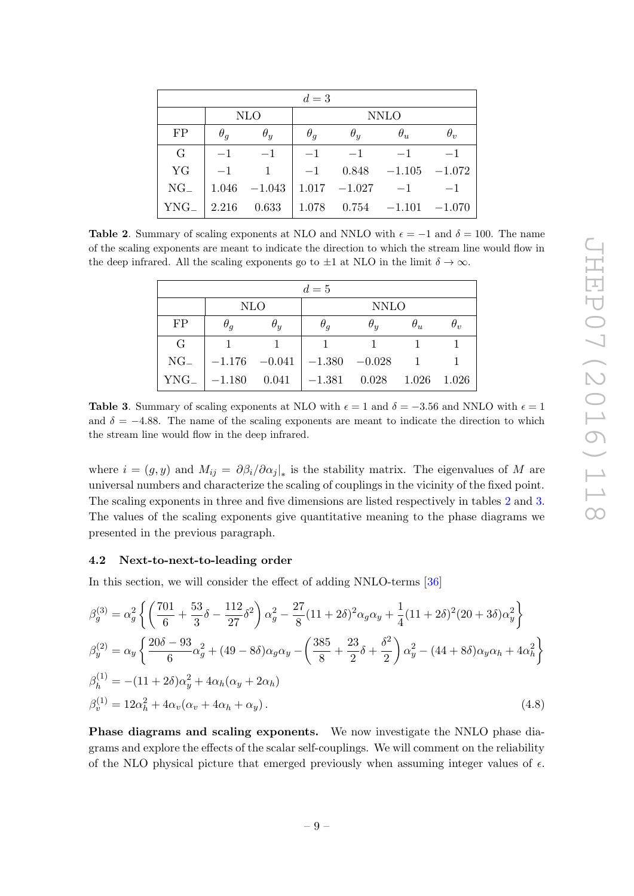| $d = 3$ | | | | | | |
|---|---|---|---|---|---|---|
| | NLO | | NNLO | | | |
| FP | $\theta_g$ | $\theta_y$ | $\theta_g$ | $\theta_y$ | $\theta_u$ | $\theta_v$ |
| G | $-1$ | $-1$ | $-1$ | $-1$ | $-1$ | $-1$ |
| YG | $-1$ | $1$ | $-1$ | $0.848$ | $-1.105$ | $-1.072$ |
| NG$_-$ | $1.046$ | $-1.043$ | $1.017$ | $-1.027$ | $-1$ | $-1$ |
| YNG$_-$ | $2.216$ | $0.633$ | $1.078$ | $0.754$ | $-1.101$ | $-1.070$ |

**Table 2**. Summary of scaling exponents at NLO and NNLO with $\epsilon = -1$ and $\delta = 100$. The name of the scaling exponents are meant to indicate the direction to which the stream line would flow in the deep infrared. All the scaling exponents go to $\pm 1$ at NLO in the limit $\delta \to \infty$.

| $d = 5$ | | | | | | |
|---|---|---|---|---|---|---|
| | NLO | | NNLO | | | |
| FP | $\theta_g$ | $\theta_y$ | $\theta_g$ | $\theta_y$ | $\theta_u$ | $\theta_v$ |
| G | $1$ | $1$ | $1$ | $1$ | $1$ | $1$ |
| NG$_-$ | $-1.176$ | $-0.041$ | $-1.380$ | $-0.028$ | $1$ | $1$ |
| YNG$_-$ | $-1.180$ | $0.041$ | $-1.381$ | $0.028$ | $1.026$ | $1.026$ |

**Table 3**. Summary of scaling exponents at NLO with $\epsilon = 1$ and $\delta = -3.56$ and NNLO with $\epsilon = 1$ and $\delta = -4.88$. The name of the scaling exponents are meant to indicate the direction to which the stream line would flow in the deep infrared.

where $i = (g, y)$ and $M_{ij} = \partial\beta_i/\partial\alpha_j\big|_*$ is the stability matrix. The eigenvalues of $M$ are universal numbers and characterize the scaling of couplings in the vicinity of the fixed point. The scaling exponents in three and five dimensions are listed respectively in tables 2 and 3. The values of the scaling exponents give quantitative meaning to the phase diagrams we presented in the previous paragraph.

### 4.2 Next-to-next-to-leading order

In this section, we will consider the effect of adding NNLO-terms [36]

$$
\begin{aligned}
\beta_g^{(3)} &= \alpha_g^2 \left\{ \left(\frac{701}{6} + \frac{53}{3}\delta - \frac{112}{27}\delta^2\right)\alpha_g^2 - \frac{27}{8}(11+2\delta)^2\alpha_g\alpha_y + \frac{1}{4}(11+2\delta)^2(20+3\delta)\alpha_y^2 \right\} \\
\beta_y^{(2)} &= \alpha_y \left\{ \frac{20\delta - 93}{6}\alpha_g^2 + (49 - 8\delta)\alpha_g\alpha_y - \left(\frac{385}{8} + \frac{23}{2}\delta + \frac{\delta^2}{2}\right)\alpha_y^2 - (44+8\delta)\alpha_y\alpha_h + 4\alpha_h^2 \right\} \\
\beta_h^{(1)} &= -(11+2\delta)\alpha_y^2 + 4\alpha_h(\alpha_y + 2\alpha_h) \\
\beta_v^{(1)} &= 12\alpha_h^2 + 4\alpha_v(\alpha_v + 4\alpha_h + \alpha_y)\,.
\end{aligned}
\tag{4.8}
$$

**Phase diagrams and scaling exponents.** We now investigate the NNLO phase diagrams and explore the effects of the scalar self-couplings. We will comment on the reliability of the NLO physical picture that emerged previously when assuming integer values of $\epsilon$.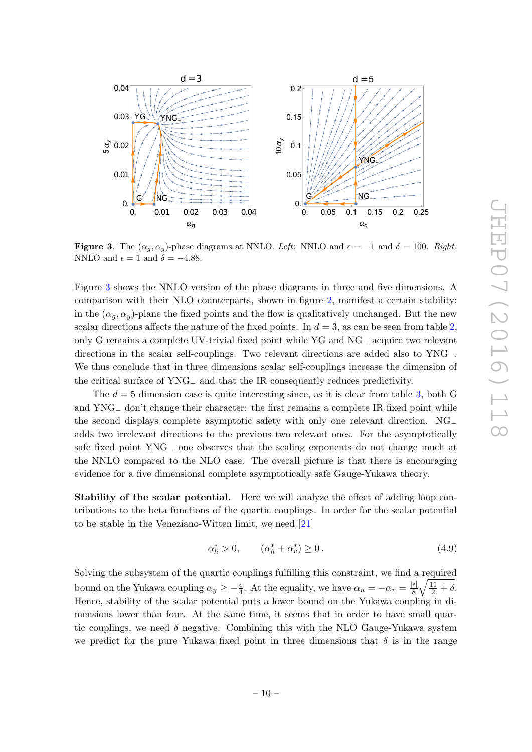**Figure 3**. The $(\alpha_g, \alpha_y)$-phase diagrams at NNLO. *Left*: NNLO and $\epsilon = -1$ and $\delta = 100$. *Right*: NNLO and $\epsilon = 1$ and $\delta = -4.88$.

Figure 3 shows the NNLO version of the phase diagrams in three and five dimensions. A comparison with their NLO counterparts, shown in figure 2, manifest a certain stability: in the $(\alpha_g, \alpha_y)$-plane the fixed points and the flow is qualitatively unchanged. But the new scalar directions affects the nature of the fixed points. In $d = 3$, as can be seen from table 2, only G remains a complete UV-trivial fixed point while YG and NG$_-$ acquire two relevant directions in the scalar self-couplings. Two relevant directions are added also to YNG$_-$. We thus conclude that in three dimensions scalar self-couplings increase the dimension of the critical surface of YNG$_-$ and that the IR consequently reduces predictivity.

The $d = 5$ dimension case is quite interesting since, as it is clear from table 3, both G and YNG$_-$ don't change their character: the first remains a complete IR fixed point while the second displays complete asymptotic safety with only one relevant direction. NG$_-$ adds two irrelevant directions to the previous two relevant ones. For the asymptotically safe fixed point YNG$_-$ one observes that the scaling exponents do not change much at the NNLO compared to the NLO case. The overall picture is that there is encouraging evidence for a five dimensional complete asymptotically safe Gauge-Yukawa theory.

**Stability of the scalar potential.** Here we will analyze the effect of adding loop contributions to the beta functions of the quartic couplings. In order for the scalar potential to be stable in the Veneziano-Witten limit, we need [21]

$$\alpha_h^* > 0, \qquad (\alpha_h^* + \alpha_v^*) \geq 0\,. \tag{4.9}$$

Solving the subsystem of the quartic couplings fulfilling this constraint, we find a required bound on the Yukawa coupling $\alpha_y \geq -\frac{\epsilon}{4}$. At the equality, we have $\alpha_u = -\alpha_v = \frac{|\epsilon|}{8}\sqrt{\frac{11}{2} + \delta}$. Hence, stability of the scalar potential puts a lower bound on the Yukawa coupling in dimensions lower than four. At the same time, it seems that in order to have small quartic couplings, we need $\delta$ negative. Combining this with the NLO Gauge-Yukawa system we predict for the pure Yukawa fixed point in three dimensions that $\delta$ is in the range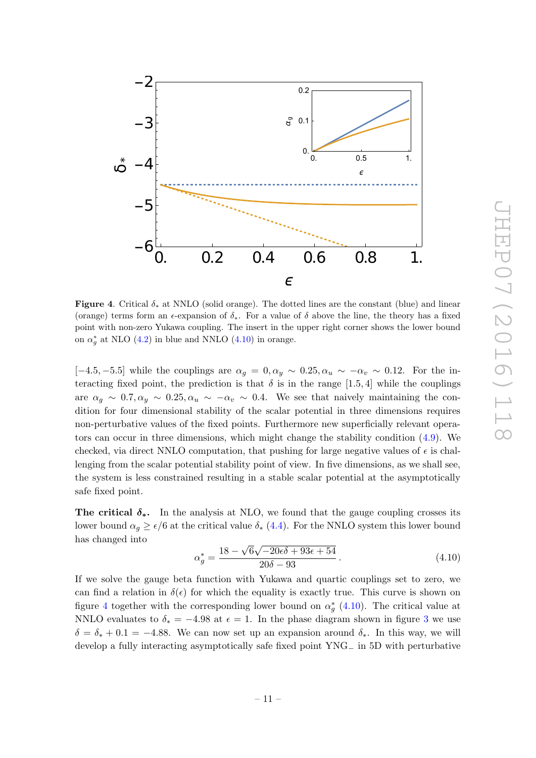**Figure 4**. Critical $\delta_*$ at NNLO (solid orange). The dotted lines are the constant (blue) and linear (orange) terms form an $\epsilon$-expansion of $\delta_*$. For a value of $\delta$ above the line, the theory has a fixed point with non-zero Yukawa coupling. The insert in the upper right corner shows the lower bound on $\alpha_g^*$ at NLO (4.2) in blue and NNLO (4.10) in orange.

$[-4.5, -5.5]$ while the couplings are $\alpha_g = 0, \alpha_y \sim 0.25, \alpha_u \sim -\alpha_v \sim 0.12$. For the interacting fixed point, the prediction is that $\delta$ is in the range $[1.5, 4]$ while the couplings are $\alpha_g \sim 0.7, \alpha_y \sim 0.25, \alpha_u \sim -\alpha_v \sim 0.4$. We see that naively maintaining the condition for four dimensional stability of the scalar potential in three dimensions requires non-perturbative values of the fixed points. Furthermore new superficially relevant operators can occur in three dimensions, which might change the stability condition (4.9). We checked, via direct NNLO computation, that pushing for large negative values of $\epsilon$ is challenging from the scalar potential stability point of view. In five dimensions, as we shall see, the system is less constrained resulting in a stable scalar potential at the asymptotically safe fixed point.

**The critical $\delta_*$.** In the analysis at NLO, we found that the gauge coupling crosses its lower bound $\alpha_g \geq \epsilon/6$ at the critical value $\delta_*$ (4.4). For the NNLO system this lower bound has changed into

$$\alpha_g^* = \frac{18 - \sqrt{6}\sqrt{-20\epsilon\delta + 93\epsilon + 54}}{20\delta - 93}\,. \tag{4.10}$$

If we solve the gauge beta function with Yukawa and quartic couplings set to zero, we can find a relation in $\delta(\epsilon)$ for which the equality is exactly true. This curve is shown on figure 4 together with the corresponding lower bound on $\alpha_g^*$ (4.10). The critical value at NNLO evaluates to $\delta_* = -4.98$ at $\epsilon = 1$. In the phase diagram shown in figure 3 we use $\delta = \delta_* + 0.1 = -4.88$. We can now set up an expansion around $\delta_*$. In this way, we will develop a fully interacting asymptotically safe fixed point YNG$_-$ in 5D with perturbative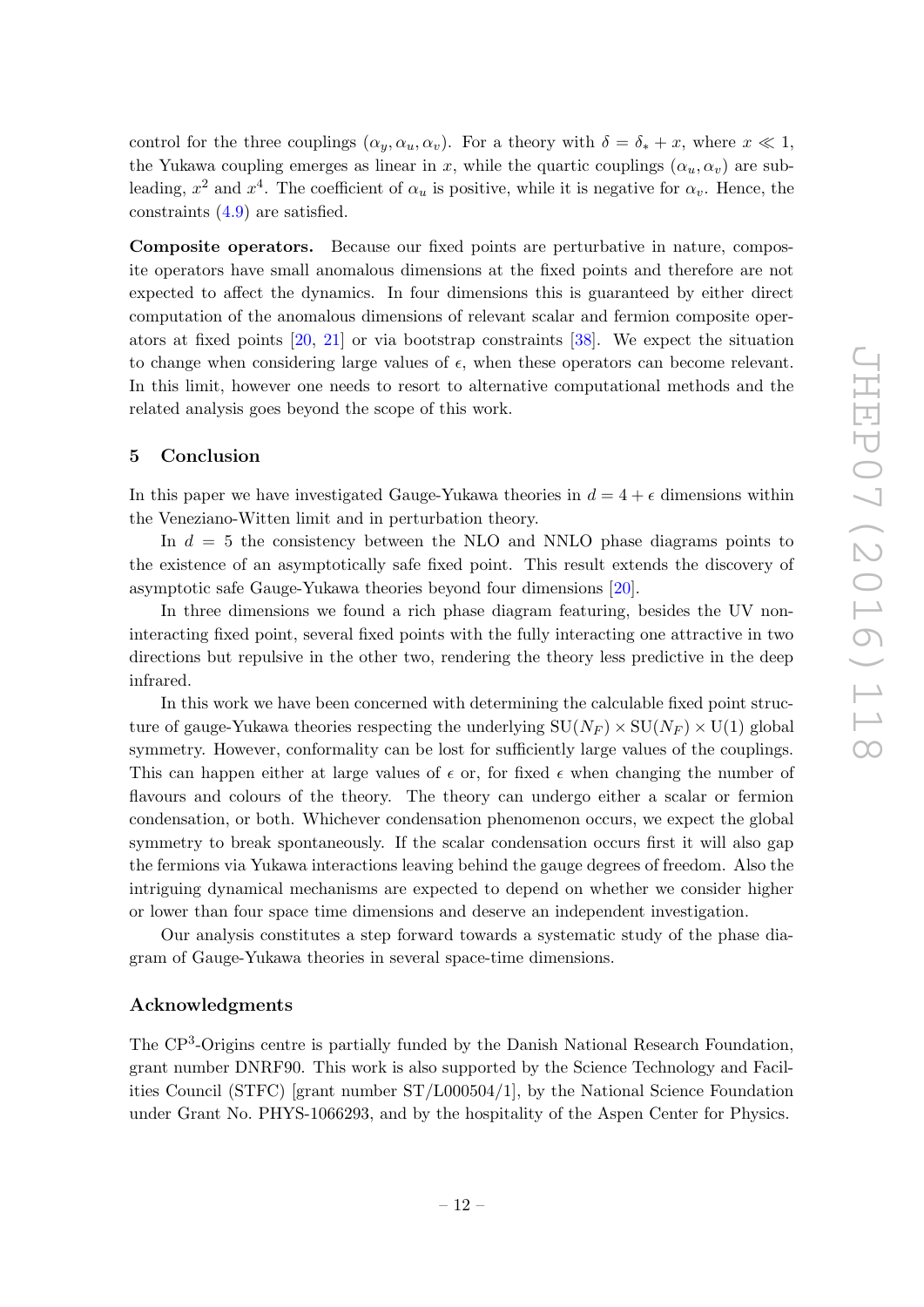control for the three couplings $(\alpha_y, \alpha_u, \alpha_v)$. For a theory with $\delta = \delta_* + x$, where $x \ll 1$, the Yukawa coupling emerges as linear in $x$, while the quartic couplings $(\alpha_u, \alpha_v)$ are subleading, $x^2$ and $x^4$. The coefficient of $\alpha_u$ is positive, while it is negative for $\alpha_v$. Hence, the constraints (4.9) are satisfied.

**Composite operators.** Because our fixed points are perturbative in nature, composite operators have small anomalous dimensions at the fixed points and therefore are not expected to affect the dynamics. In four dimensions this is guaranteed by either direct computation of the anomalous dimensions of relevant scalar and fermion composite operators at fixed points [20, 21] or via bootstrap constraints [38]. We expect the situation to change when considering large values of $\epsilon$, when these operators can become relevant. In this limit, however one needs to resort to alternative computational methods and the related analysis goes beyond the scope of this work.

## 5 Conclusion

In this paper we have investigated Gauge-Yukawa theories in $d = 4 + \epsilon$ dimensions within the Veneziano-Witten limit and in perturbation theory.

In $d = 5$ the consistency between the NLO and NNLO phase diagrams points to the existence of an asymptotically safe fixed point. This result extends the discovery of asymptotic safe Gauge-Yukawa theories beyond four dimensions [20].

In three dimensions we found a rich phase diagram featuring, besides the UV non-interacting fixed point, several fixed points with the fully interacting one attractive in two directions but repulsive in the other two, rendering the theory less predictive in the deep infrared.

In this work we have been concerned with determining the calculable fixed point structure of gauge-Yukawa theories respecting the underlying $\mathrm{SU}(N_F) \times \mathrm{SU}(N_F) \times \mathrm{U}(1)$ global symmetry. However, conformality can be lost for sufficiently large values of the couplings. This can happen either at large values of $\epsilon$ or, for fixed $\epsilon$ when changing the number of flavours and colours of the theory. The theory can undergo either a scalar or fermion condensation, or both. Whichever condensation phenomenon occurs, we expect the global symmetry to break spontaneously. If the scalar condensation occurs first it will also gap the fermions via Yukawa interactions leaving behind the gauge degrees of freedom. Also the intriguing dynamical mechanisms are expected to depend on whether we consider higher or lower than four space time dimensions and deserve an independent investigation.

Our analysis constitutes a step forward towards a systematic study of the phase diagram of Gauge-Yukawa theories in several space-time dimensions.

## Acknowledgments

The CP$^3$-Origins centre is partially funded by the Danish National Research Foundation, grant number DNRF90. This work is also supported by the Science Technology and Facilities Council (STFC) [grant number ST/L000504/1], by the National Science Foundation under Grant No. PHYS-1066293, and by the hospitality of the Aspen Center for Physics.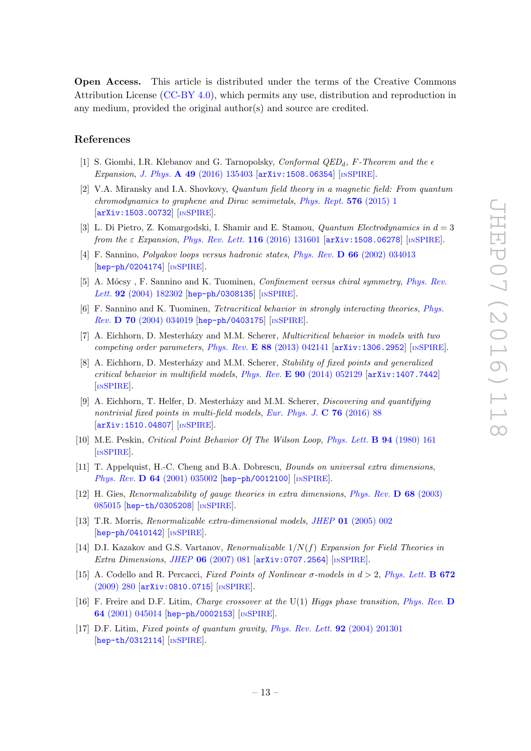**Open Access.** This article is distributed under the terms of the Creative Commons Attribution License (CC-BY 4.0), which permits any use, distribution and reproduction in any medium, provided the original author(s) and source are credited.

## References

[1] S. Giombi, I.R. Klebanov and G. Tarnopolsky, *Conformal QED$_d$, F-Theorem and the $\epsilon$ Expansion*, J. Phys. **A 49** (2016) 135403 [arXiv:1508.06354] [INSPIRE].

[2] V.A. Miransky and I.A. Shovkovy, *Quantum field theory in a magnetic field: From quantum chromodynamics to graphene and Dirac semimetals*, Phys. Rept. **576** (2015) 1 [arXiv:1503.00732] [INSPIRE].

[3] L. Di Pietro, Z. Komargodski, I. Shamir and E. Stamou, *Quantum Electrodynamics in $d = 3$ from the $\varepsilon$ Expansion*, Phys. Rev. Lett. **116** (2016) 131601 [arXiv:1508.06278] [INSPIRE].

[4] F. Sannino, *Polyakov loops versus hadronic states*, Phys. Rev. **D 66** (2002) 034013 [hep-ph/0204174] [INSPIRE].

[5] A. Mócsy , F. Sannino and K. Tuominen, *Confinement versus chiral symmetry*, Phys. Rev. Lett. **92** (2004) 182302 [hep-ph/0308135] [INSPIRE].

[6] F. Sannino and K. Tuominen, *Tetracritical behavior in strongly interacting theories*, Phys. Rev. **D 70** (2004) 034019 [hep-ph/0403175] [INSPIRE].

[7] A. Eichhorn, D. Mesterházy and M.M. Scherer, *Multicritical behavior in models with two competing order parameters*, Phys. Rev. **E 88** (2013) 042141 [arXiv:1306.2952] [INSPIRE].

[8] A. Eichhorn, D. Mesterházy and M.M. Scherer, *Stability of fixed points and generalized critical behavior in multifield models*, Phys. Rev. **E 90** (2014) 052129 [arXiv:1407.7442] [INSPIRE].

[9] A. Eichhorn, T. Helfer, D. Mesterházy and M.M. Scherer, *Discovering and quantifying nontrivial fixed points in multi-field models*, Eur. Phys. J. **C 76** (2016) 88 [arXiv:1510.04807] [INSPIRE].

[10] M.E. Peskin, *Critical Point Behavior Of The Wilson Loop*, Phys. Lett. **B 94** (1980) 161 [INSPIRE].

[11] T. Appelquist, H.-C. Cheng and B.A. Dobrescu, *Bounds on universal extra dimensions*, Phys. Rev. **D 64** (2001) 035002 [hep-ph/0012100] [INSPIRE].

[12] H. Gies, *Renormalizability of gauge theories in extra dimensions*, Phys. Rev. **D 68** (2003) 085015 [hep-th/0305208] [INSPIRE].

[13] T.R. Morris, *Renormalizable extra-dimensional models*, JHEP **01** (2005) 002 [hep-ph/0410142] [INSPIRE].

[14] D.I. Kazakov and G.S. Vartanov, *Renormalizable $1/N(f)$ Expansion for Field Theories in Extra Dimensions*, JHEP **06** (2007) 081 [arXiv:0707.2564] [INSPIRE].

[15] A. Codello and R. Percacci, *Fixed Points of Nonlinear $\sigma$-models in $d > 2$*, Phys. Lett. **B 672** (2009) 280 [arXiv:0810.0715] [INSPIRE].

[16] F. Freire and D.F. Litim, *Charge crossover at the* U(1) *Higgs phase transition*, Phys. Rev. **D 64** (2001) 045014 [hep-ph/0002153] [INSPIRE].

[17] D.F. Litim, *Fixed points of quantum gravity*, Phys. Rev. Lett. **92** (2004) 201301 [hep-th/0312114] [INSPIRE].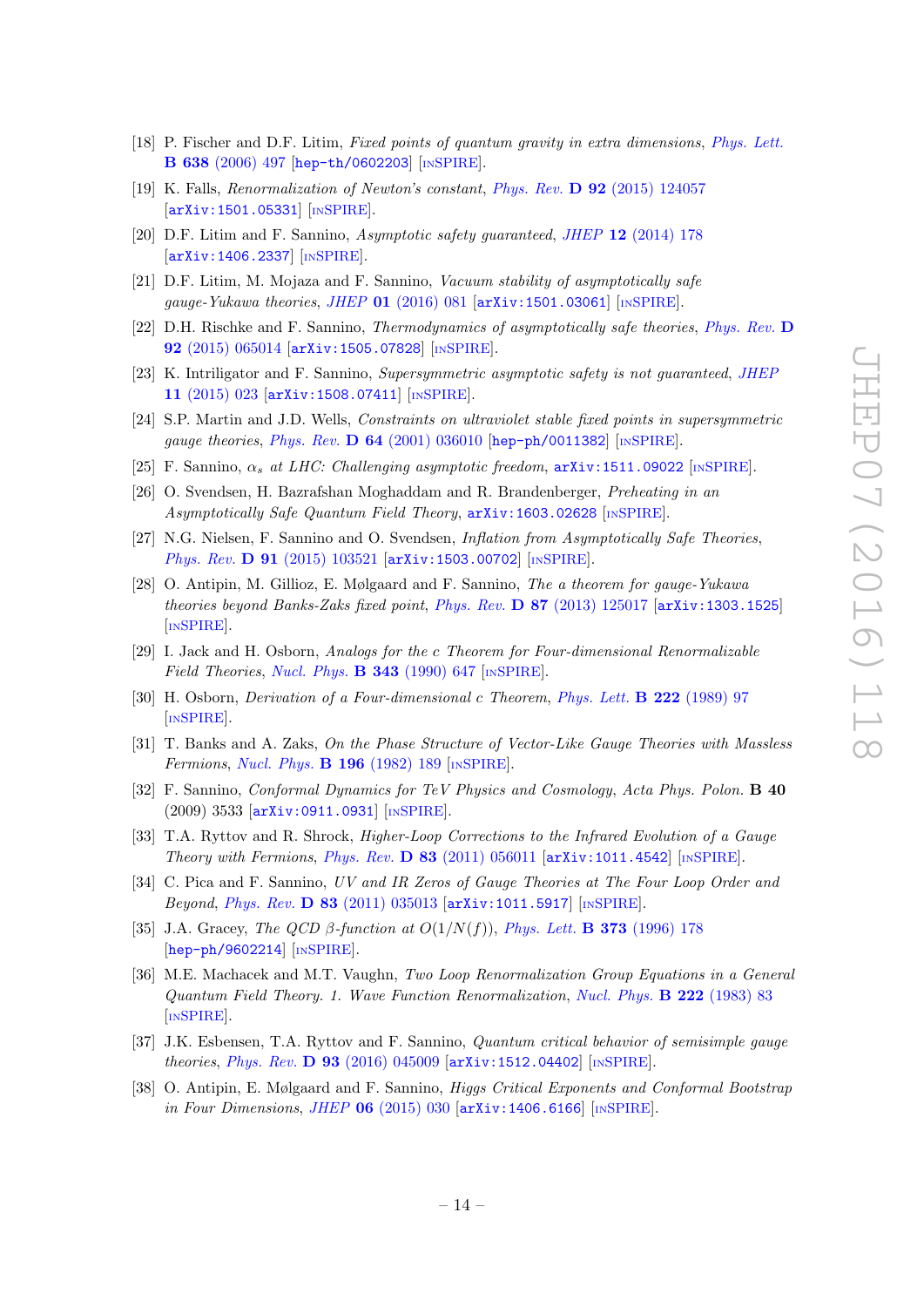- [18] P. Fischer and D.F. Litim, *Fixed points of quantum gravity in extra dimensions*, Phys. Lett. **B 638** (2006) 497 [hep-th/0602203] [INSPIRE].
- [19] K. Falls, *Renormalization of Newton's constant*, Phys. Rev. **D 92** (2015) 124057 [arXiv:1501.05331] [INSPIRE].
- [20] D.F. Litim and F. Sannino, *Asymptotic safety guaranteed*, JHEP **12** (2014) 178 [arXiv:1406.2337] [INSPIRE].
- [21] D.F. Litim, M. Mojaza and F. Sannino, *Vacuum stability of asymptotically safe gauge-Yukawa theories*, JHEP **01** (2016) 081 [arXiv:1501.03061] [INSPIRE].
- [22] D.H. Rischke and F. Sannino, *Thermodynamics of asymptotically safe theories*, Phys. Rev. **D 92** (2015) 065014 [arXiv:1505.07828] [INSPIRE].
- [23] K. Intriligator and F. Sannino, *Supersymmetric asymptotic safety is not guaranteed*, JHEP **11** (2015) 023 [arXiv:1508.07411] [INSPIRE].
- [24] S.P. Martin and J.D. Wells, *Constraints on ultraviolet stable fixed points in supersymmetric gauge theories*, Phys. Rev. **D 64** (2001) 036010 [hep-ph/0011382] [INSPIRE].
- [25] F. Sannino, *$\alpha_s$ at LHC: Challenging asymptotic freedom*, arXiv:1511.09022 [INSPIRE].
- [26] O. Svendsen, H. Bazrafshan Moghaddam and R. Brandenberger, *Preheating in an Asymptotically Safe Quantum Field Theory*, arXiv:1603.02628 [INSPIRE].
- [27] N.G. Nielsen, F. Sannino and O. Svendsen, *Inflation from Asymptotically Safe Theories*, Phys. Rev. **D 91** (2015) 103521 [arXiv:1503.00702] [INSPIRE].
- [28] O. Antipin, M. Gillioz, E. Mølgaard and F. Sannino, *The a theorem for gauge-Yukawa theories beyond Banks-Zaks fixed point*, Phys. Rev. **D 87** (2013) 125017 [arXiv:1303.1525] [INSPIRE].
- [29] I. Jack and H. Osborn, *Analogs for the c Theorem for Four-dimensional Renormalizable Field Theories*, Nucl. Phys. **B 343** (1990) 647 [INSPIRE].
- [30] H. Osborn, *Derivation of a Four-dimensional c Theorem*, Phys. Lett. **B 222** (1989) 97 [INSPIRE].
- [31] T. Banks and A. Zaks, *On the Phase Structure of Vector-Like Gauge Theories with Massless Fermions*, Nucl. Phys. **B 196** (1982) 189 [INSPIRE].
- [32] F. Sannino, *Conformal Dynamics for TeV Physics and Cosmology*, Acta Phys. Polon. **B 40** (2009) 3533 [arXiv:0911.0931] [INSPIRE].
- [33] T.A. Ryttov and R. Shrock, *Higher-Loop Corrections to the Infrared Evolution of a Gauge Theory with Fermions*, Phys. Rev. **D 83** (2011) 056011 [arXiv:1011.4542] [INSPIRE].
- [34] C. Pica and F. Sannino, *UV and IR Zeros of Gauge Theories at The Four Loop Order and Beyond*, Phys. Rev. **D 83** (2011) 035013 [arXiv:1011.5917] [INSPIRE].
- [35] J.A. Gracey, *The QCD $\beta$-function at $O(1/N(f))$*, Phys. Lett. **B 373** (1996) 178 [hep-ph/9602214] [INSPIRE].
- [36] M.E. Machacek and M.T. Vaughn, *Two Loop Renormalization Group Equations in a General Quantum Field Theory. 1. Wave Function Renormalization*, Nucl. Phys. **B 222** (1983) 83 [INSPIRE].
- [37] J.K. Esbensen, T.A. Ryttov and F. Sannino, *Quantum critical behavior of semisimple gauge theories*, Phys. Rev. **D 93** (2016) 045009 [arXiv:1512.04402] [INSPIRE].
- [38] O. Antipin, E. Mølgaard and F. Sannino, *Higgs Critical Exponents and Conformal Bootstrap in Four Dimensions*, JHEP **06** (2015) 030 [arXiv:1406.6166] [INSPIRE].